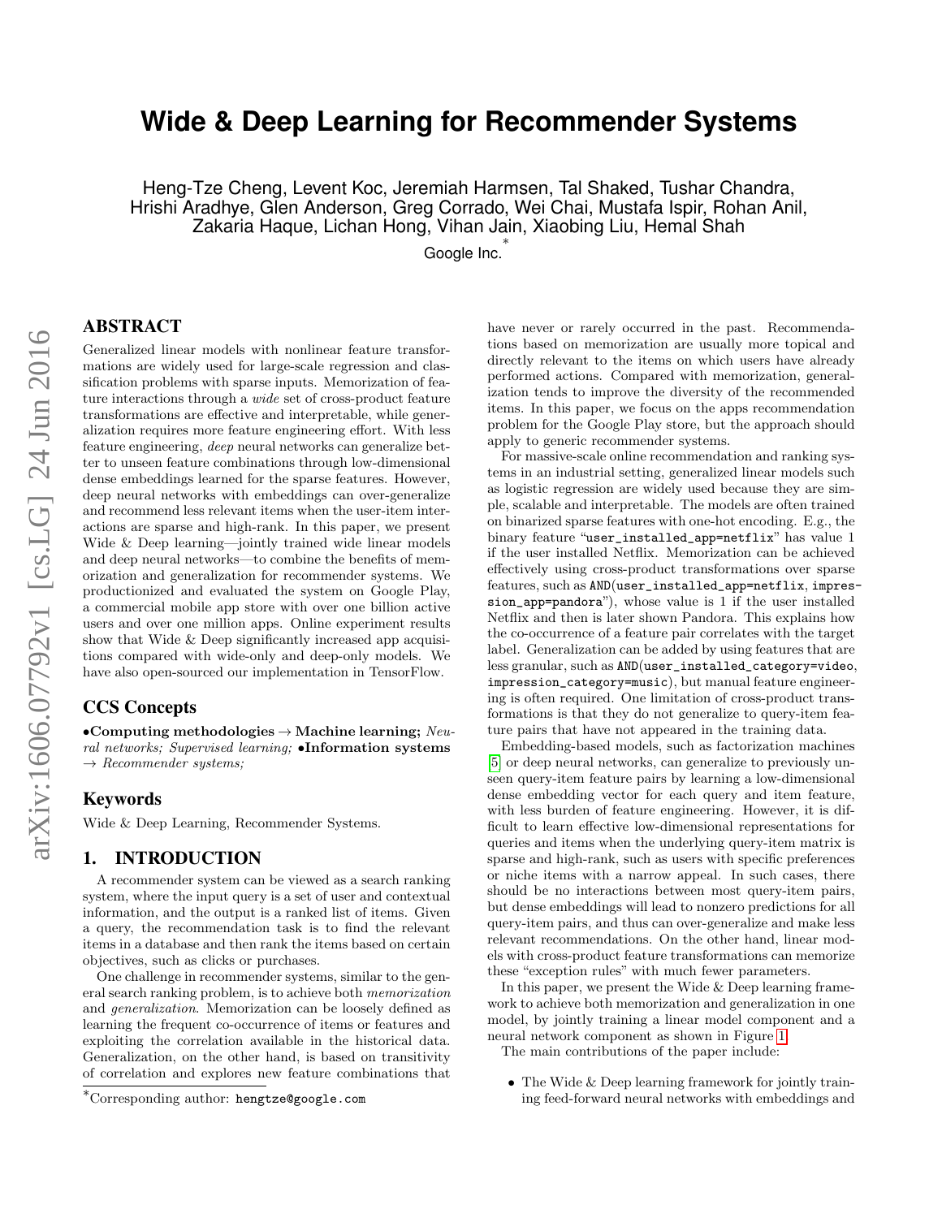# Wide & Deep Learning for Recommender Systems

Heng-Tze Cheng, Levent Koc, Jeremiah Harmsen, Tal Shaked, Tushar Chandra, Hrishi Aradhye, Glen Anderson, Greg Corrado, Wei Chai, Mustafa Ispir, Rohan Anil, Zakaria Haque, Lichan Hong, Vihan Jain, Xiaobing Liu, Hemal Shah

Google Inc.[*]

## ABSTRACT

Generalized linear models with nonlinear feature transformations are widely used for large-scale regression and classification problems with sparse inputs. Memorization of feature interactions through a *wide* set of cross-product feature transformations are effective and interpretable, while generalization requires more feature engineering effort. With less feature engineering, *deep* neural networks can generalize better to unseen feature combinations through low-dimensional dense embeddings learned for the sparse features. However, deep neural networks with embeddings can over-generalize and recommend less relevant items when the user-item interactions are sparse and high-rank. In this paper, we present Wide & Deep learning—jointly trained wide linear models and deep neural networks—to combine the benefits of memorization and generalization for recommender systems. We productionized and evaluated the system on Google Play, a commercial mobile app store with over one billion active users and over one million apps. Online experiment results show that Wide & Deep significantly increased app acquisitions compared with wide-only and deep-only models. We have also open-sourced our implementation in TensorFlow.

## CCS Concepts

•**Computing methodologies** → **Machine learning;** *Neural networks; Supervised learning;* •**Information systems** → *Recommender systems;*

## Keywords

Wide & Deep Learning, Recommender Systems.

## 1. INTRODUCTION

A recommender system can be viewed as a search ranking system, where the input query is a set of user and contextual information, and the output is a ranked list of items. Given a query, the recommendation task is to find the relevant items in a database and then rank the items based on certain objectives, such as clicks or purchases.

One challenge in recommender systems, similar to the general search ranking problem, is to achieve both *memorization* and *generalization*. Memorization can be loosely defined as learning the frequent co-occurrence of items or features and exploiting the correlation available in the historical data. Generalization, on the other hand, is based on transitivity of correlation and explores new feature combinations that have never or rarely occurred in the past. Recommendations based on memorization are usually more topical and directly relevant to the items on which users have already performed actions. Compared with memorization, generalization tends to improve the diversity of the recommended items. In this paper, we focus on the apps recommendation problem for the Google Play store, but the approach should apply to generic recommender systems.

For massive-scale online recommendation and ranking systems in an industrial setting, generalized linear models such as logistic regression are widely used because they are simple, scalable and interpretable. The models are often trained on binarized sparse features with one-hot encoding. E.g., the binary feature "`user_installed_app=netflix`" has value 1 if the user installed Netflix. Memorization can be achieved effectively using cross-product transformations over sparse features, such as `AND(user_installed_app=netflix, impression_app=pandora`"), whose value is 1 if the user installed Netflix and then is later shown Pandora. This explains how the co-occurrence of a feature pair correlates with the target label. Generalization can be added by using features that are less granular, such as `AND(user_installed_category=video, impression_category=music)`, but manual feature engineering is often required. One limitation of cross-product transformations is that they do not generalize to query-item feature pairs that have not appeared in the training data.

Embedding-based models, such as factorization machines [5] or deep neural networks, can generalize to previously unseen query-item feature pairs by learning a low-dimensional dense embedding vector for each query and item feature, with less burden of feature engineering. However, it is difficult to learn effective low-dimensional representations for queries and items when the underlying query-item matrix is sparse and high-rank, such as users with specific preferences or niche items with a narrow appeal. In such cases, there should be no interactions between most query-item pairs, but dense embeddings will lead to nonzero predictions for all query-item pairs, and thus can over-generalize and make less relevant recommendations. On the other hand, linear models with cross-product feature transformations can memorize these "exception rules" with much fewer parameters.

In this paper, we present the Wide & Deep learning framework to achieve both memorization and generalization in one model, by jointly training a linear model component and a neural network component as shown in Figure 1.

The main contributions of the paper include:

- The Wide & Deep learning framework for jointly training feed-forward neural networks with embeddings and

[*]Corresponding author: `hengtze@google.com`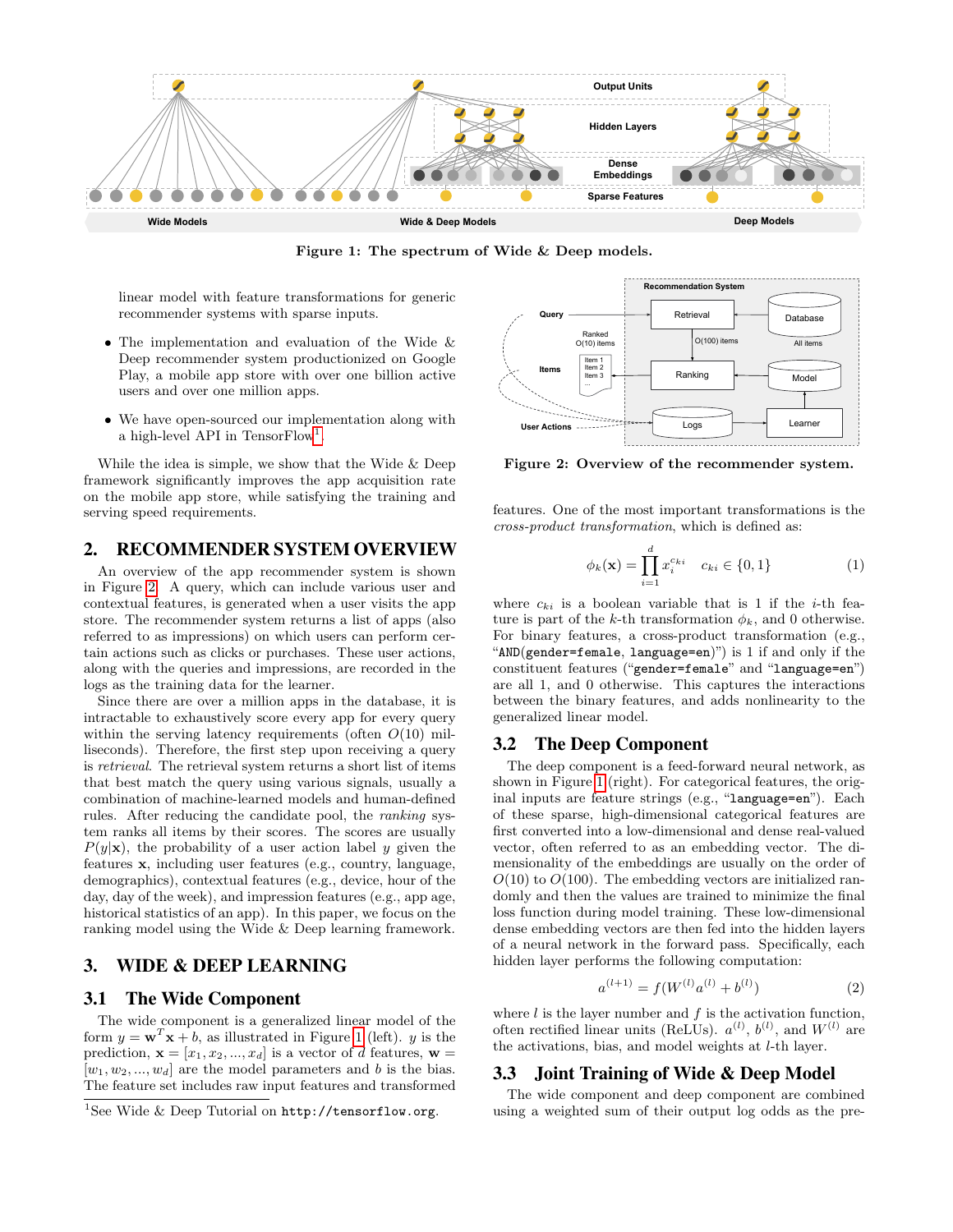Figure 1: The spectrum of Wide & Deep models.

linear model with feature transformations for generic recommender systems with sparse inputs.

- The implementation and evaluation of the Wide & Deep recommender system productionized on Google Play, a mobile app store with over one billion active users and over one million apps.
- We have open-sourced our implementation along with a high-level API in TensorFlow[1].

While the idea is simple, we show that the Wide & Deep framework significantly improves the app acquisition rate on the mobile app store, while satisfying the training and serving speed requirements.

## 2. RECOMMENDER SYSTEM OVERVIEW

An overview of the app recommender system is shown in Figure 2. A query, which can include various user and contextual features, is generated when a user visits the app store. The recommender system returns a list of apps (also referred to as impressions) on which users can perform certain actions such as clicks or purchases. These user actions, along with the queries and impressions, are recorded in the logs as the training data for the learner.

Since there are over a million apps in the database, it is intractable to exhaustively score every app for every query within the serving latency requirements (often $O(10)$ milliseconds). Therefore, the first step upon receiving a query is *retrieval*. The retrieval system returns a short list of items that best match the query using various signals, usually a combination of machine-learned models and human-defined rules. After reducing the candidate pool, the *ranking* system ranks all items by their scores. The scores are usually $P(y|\mathbf{x})$, the probability of a user action label $y$ given the features $\mathbf{x}$, including user features (e.g., country, language, demographics), contextual features (e.g., device, hour of the day, day of the week), and impression features (e.g., app age, historical statistics of an app). In this paper, we focus on the ranking model using the Wide & Deep learning framework.

## 3. WIDE & DEEP LEARNING

### 3.1 The Wide Component

The wide component is a generalized linear model of the form $y = \mathbf{w}^T\mathbf{x} + b$, as illustrated in Figure 1 (left). $y$ is the prediction, $\mathbf{x} = [x_1, x_2, ..., x_d]$ is a vector of $d$ features, $\mathbf{w} = [w_1, w_2, ..., w_d]$ are the model parameters and $b$ is the bias. The feature set includes raw input features and transformed features. One of the most important transformations is the *cross-product transformation*, which is defined as:

$$\phi_k(\mathbf{x}) = \prod_{i=1}^{d} x_i^{c_{ki}} \quad c_{ki} \in \{0, 1\} \tag{1}$$

where $c_{ki}$ is a boolean variable that is 1 if the $i$-th feature is part of the $k$-th transformation $\phi_k$, and 0 otherwise. For binary features, a cross-product transformation (e.g., "AND(gender=female, language=en)") is 1 if and only if the constituent features ("gender=female" and "language=en") are all 1, and 0 otherwise. This captures the interactions between the binary features, and adds nonlinearity to the generalized linear model.

### 3.2 The Deep Component

The deep component is a feed-forward neural network, as shown in Figure 1 (right). For categorical features, the original inputs are feature strings (e.g., "language=en"). Each of these sparse, high-dimensional categorical features are first converted into a low-dimensional and dense real-valued vector, often referred to as an embedding vector. The dimensionality of the embeddings are usually on the order of $O(10)$ to $O(100)$. The embedding vectors are initialized randomly and then the values are trained to minimize the final loss function during model training. These low-dimensional dense embedding vectors are then fed into the hidden layers of a neural network in the forward pass. Specifically, each hidden layer performs the following computation:

$$a^{(l+1)} = f(W^{(l)}a^{(l)} + b^{(l)}) \tag{2}$$

where $l$ is the layer number and $f$ is the activation function, often rectified linear units (ReLUs). $a^{(l)}$, $b^{(l)}$, and $W^{(l)}$ are the activations, bias, and model weights at $l$-th layer.

### 3.3 Joint Training of Wide & Deep Model

The wide component and deep component are combined using a weighted sum of their output log odds as the pre-

Figure 2: Overview of the recommender system.

[1] See Wide & Deep Tutorial on http://tensorflow.org.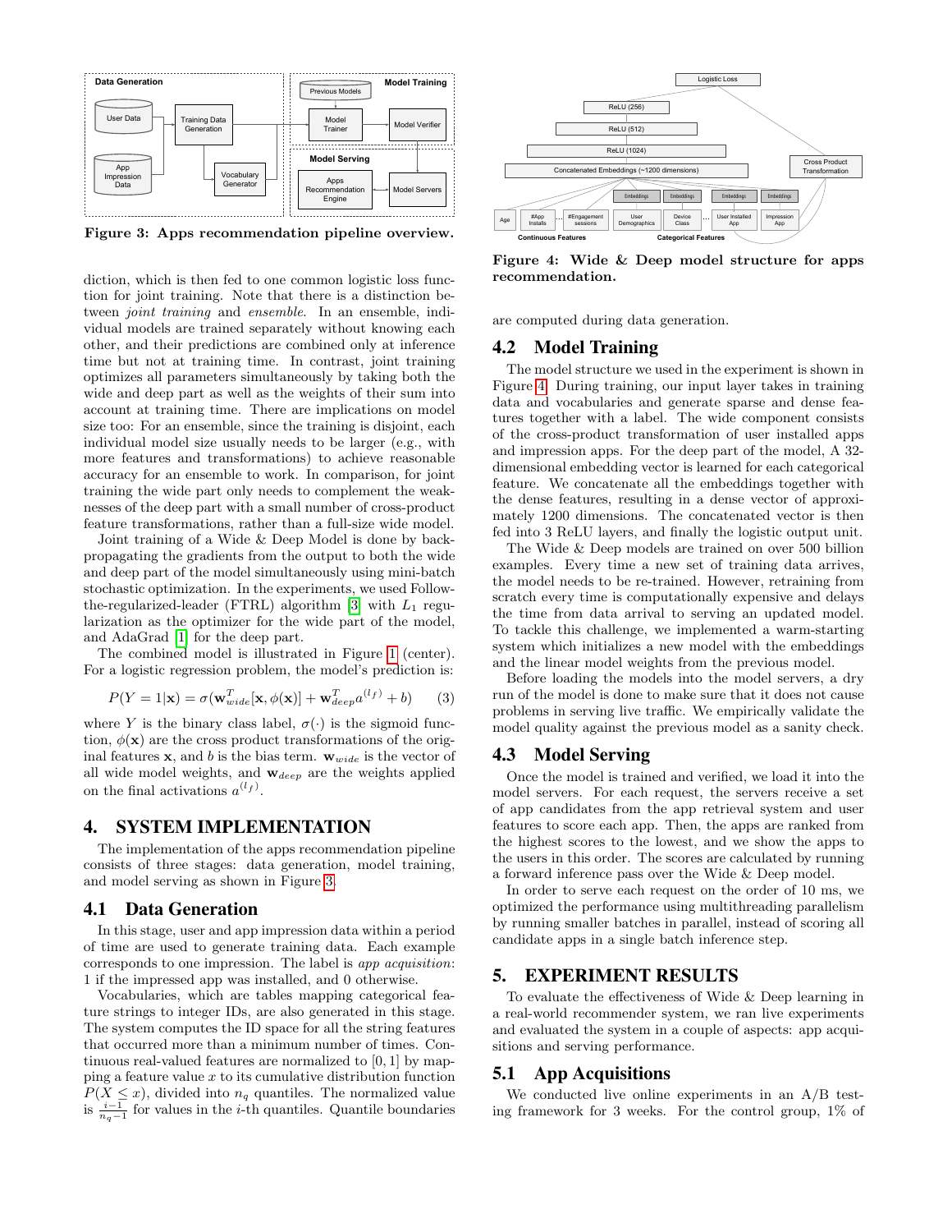Figure 3: Apps recommendation pipeline overview.

Figure 4: Wide & Deep model structure for apps recommendation.

diction, which is then fed to one common logistic loss function for joint training. Note that there is a distinction between *joint training* and *ensemble*. In an ensemble, individual models are trained separately without knowing each other, and their predictions are combined only at inference time but not at training time. In contrast, joint training optimizes all parameters simultaneously by taking both the wide and deep part as well as the weights of their sum into account at training time. There are implications on model size too: For an ensemble, since the training is disjoint, each individual model size usually needs to be larger (e.g., with more features and transformations) to achieve reasonable accuracy for an ensemble to work. In comparison, for joint training the wide part only needs to complement the weaknesses of the deep part with a small number of cross-product feature transformations, rather than a full-size wide model.

Joint training of a Wide & Deep Model is done by backpropagating the gradients from the output to both the wide and deep part of the model simultaneously using mini-batch stochastic optimization. In the experiments, we used Follow-the-regularized-leader (FTRL) algorithm [3] with $L_1$ regularization as the optimizer for the wide part of the model, and AdaGrad [1] for the deep part.

The combined model is illustrated in Figure 1 (center). For a logistic regression problem, the model's prediction is:

$$P(Y = 1|\mathbf{x}) = \sigma(\mathbf{w}_{wide}^T[\mathbf{x}, \phi(\mathbf{x})] + \mathbf{w}_{deep}^T a^{(l_f)} + b) \tag{3}$$

where $Y$ is the binary class label, $\sigma(\cdot)$ is the sigmoid function, $\phi(\mathbf{x})$ are the cross product transformations of the original features $\mathbf{x}$, and $b$ is the bias term. $\mathbf{w}_{wide}$ is the vector of all wide model weights, and $\mathbf{w}_{deep}$ are the weights applied on the final activations $a^{(l_f)}$.

# 4. SYSTEM IMPLEMENTATION

The implementation of the apps recommendation pipeline consists of three stages: data generation, model training, and model serving as shown in Figure 3.

## 4.1 Data Generation

In this stage, user and app impression data within a period of time are used to generate training data. Each example corresponds to one impression. The label is *app acquisition*: 1 if the impressed app was installed, and 0 otherwise.

Vocabularies, which are tables mapping categorical feature strings to integer IDs, are also generated in this stage. The system computes the ID space for all the string features that occurred more than a minimum number of times. Continuous real-valued features are normalized to $[0, 1]$ by mapping a feature value $x$ to its cumulative distribution function $P(X \leq x)$, divided into $n_q$ quantiles. The normalized value is $\frac{i-1}{n_q-1}$ for values in the $i$-th quantiles. Quantile boundaries are computed during data generation.

## 4.2 Model Training

The model structure we used in the experiment is shown in Figure 4. During training, our input layer takes in training data and vocabularies and generate sparse and dense features together with a label. The wide component consists of the cross-product transformation of user installed apps and impression apps. For the deep part of the model, A 32-dimensional embedding vector is learned for each categorical feature. We concatenate all the embeddings together with the dense features, resulting in a dense vector of approximately 1200 dimensions. The concatenated vector is then fed into 3 ReLU layers, and finally the logistic output unit.

The Wide & Deep models are trained on over 500 billion examples. Every time a new set of training data arrives, the model needs to be re-trained. However, retraining from scratch every time is computationally expensive and delays the time from data arrival to serving an updated model. To tackle this challenge, we implemented a warm-starting system which initializes a new model with the embeddings and the linear model weights from the previous model.

Before loading the models into the model servers, a dry run of the model is done to make sure that it does not cause problems in serving live traffic. We empirically validate the model quality against the previous model as a sanity check.

## 4.3 Model Serving

Once the model is trained and verified, we load it into the model servers. For each request, the servers receive a set of app candidates from the app retrieval system and user features to score each app. Then, the apps are ranked from the highest scores to the lowest, and we show the apps to the users in this order. The scores are calculated by running a forward inference pass over the Wide & Deep model.

In order to serve each request on the order of 10 ms, we optimized the performance using multithreading parallelism by running smaller batches in parallel, instead of scoring all candidate apps in a single batch inference step.

# 5. EXPERIMENT RESULTS

To evaluate the effectiveness of Wide & Deep learning in a real-world recommender system, we ran live experiments and evaluated the system in a couple of aspects: app acquisitions and serving performance.

## 5.1 App Acquisitions

We conducted live online experiments in an A/B testing framework for 3 weeks. For the control group, 1% of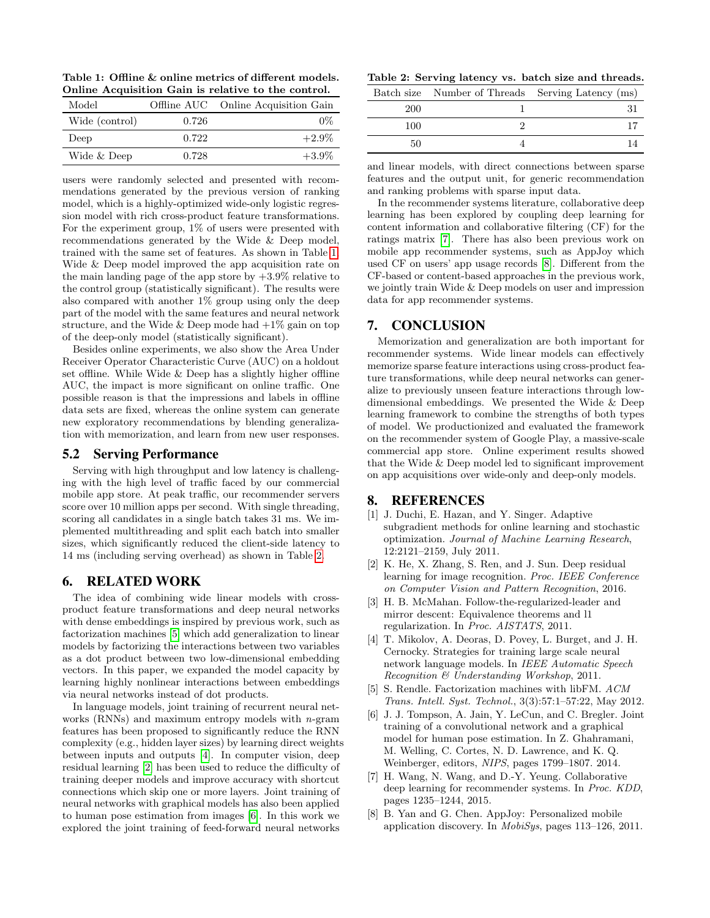**Table 1: Offline & online metrics of different models. Online Acquisition Gain is relative to the control.**

| Model | Offline AUC | Online Acquisition Gain |
|---|---|---|
| Wide (control) | 0.726 | 0% |
| Deep | 0.722 | +2.9% |
| Wide & Deep | 0.728 | +3.9% |

users were randomly selected and presented with recommendations generated by the previous version of ranking model, which is a highly-optimized wide-only logistic regression model with rich cross-product feature transformations. For the experiment group, 1% of users were presented with recommendations generated by the Wide & Deep model, trained with the same set of features. As shown in Table 1, Wide & Deep model improved the app acquisition rate on the main landing page of the app store by +3.9% relative to the control group (statistically significant). The results were also compared with another 1% group using only the deep part of the model with the same features and neural network structure, and the Wide & Deep mode had +1% gain on top of the deep-only model (statistically significant).

Besides online experiments, we also show the Area Under Receiver Operator Characteristic Curve (AUC) on a holdout set offline. While Wide & Deep has a slightly higher offline AUC, the impact is more significant on online traffic. One possible reason is that the impressions and labels in offline data sets are fixed, whereas the online system can generate new exploratory recommendations by blending generalization with memorization, and learn from new user responses.

## 5.2 Serving Performance

Serving with high throughput and low latency is challenging with the high level of traffic faced by our commercial mobile app store. At peak traffic, our recommender servers score over 10 million apps per second. With single threading, scoring all candidates in a single batch takes 31 ms. We implemented multithreading and split each batch into smaller sizes, which significantly reduced the client-side latency to 14 ms (including serving overhead) as shown in Table 2.

**Table 2: Serving latency vs. batch size and threads.**

| Batch size | Number of Threads | Serving Latency (ms) |
|---|---|---|
| 200 | 1 | 31 |
| 100 | 2 | 17 |
| 50 | 4 | 14 |

# 6. RELATED WORK

The idea of combining wide linear models with cross-product feature transformations and deep neural networks with dense embeddings is inspired by previous work, such as factorization machines [5] which add generalization to linear models by factorizing the interactions between two variables as a dot product between two low-dimensional embedding vectors. In this paper, we expanded the model capacity by learning highly nonlinear interactions between embeddings via neural networks instead of dot products.

In language models, joint training of recurrent neural networks (RNNs) and maximum entropy models with $n$-gram features has been proposed to significantly reduce the RNN complexity (e.g., hidden layer sizes) by learning direct weights between inputs and outputs [4]. In computer vision, deep residual learning [2] has been used to reduce the difficulty of training deeper models and improve accuracy with shortcut connections which skip one or more layers. Joint training of neural networks with graphical models has also been applied to human pose estimation from images [6]. In this work we explored the joint training of feed-forward neural networks and linear models, with direct connections between sparse features and the output unit, for generic recommendation and ranking problems with sparse input data.

In the recommender systems literature, collaborative deep learning has been explored by coupling deep learning for content information and collaborative filtering (CF) for the ratings matrix [7]. There has also been previous work on mobile app recommender systems, such as AppJoy which used CF on users' app usage records [8]. Different from the CF-based or content-based approaches in the previous work, we jointly train Wide & Deep models on user and impression data for app recommender systems.

# 7. CONCLUSION

Memorization and generalization are both important for recommender systems. Wide linear models can effectively memorize sparse feature interactions using cross-product feature transformations, while deep neural networks can generalize to previously unseen feature interactions through low-dimensional embeddings. We presented the Wide & Deep learning framework to combine the strengths of both types of model. We productionized and evaluated the framework on the recommender system of Google Play, a massive-scale commercial app store. Online experiment results showed that the Wide & Deep model led to significant improvement on app acquisitions over wide-only and deep-only models.

# 8. REFERENCES

[1] J. Duchi, E. Hazan, and Y. Singer. Adaptive subgradient methods for online learning and stochastic optimization. *Journal of Machine Learning Research*, 12:2121–2159, July 2011.

[2] K. He, X. Zhang, S. Ren, and J. Sun. Deep residual learning for image recognition. *Proc. IEEE Conference on Computer Vision and Pattern Recognition*, 2016.

[3] H. B. McMahan. Follow-the-regularized-leader and mirror descent: Equivalence theorems and l1 regularization. In *Proc. AISTATS*, 2011.

[4] T. Mikolov, A. Deoras, D. Povey, L. Burget, and J. H. Cernocky. Strategies for training large scale neural network language models. In *IEEE Automatic Speech Recognition & Understanding Workshop*, 2011.

[5] S. Rendle. Factorization machines with libFM. *ACM Trans. Intell. Syst. Technol.*, 3(3):57:1–57:22, May 2012.

[6] J. J. Tompson, A. Jain, Y. LeCun, and C. Bregler. Joint training of a convolutional network and a graphical model for human pose estimation. In Z. Ghahramani, M. Welling, C. Cortes, N. D. Lawrence, and K. Q. Weinberger, editors, *NIPS*, pages 1799–1807. 2014.

[7] H. Wang, N. Wang, and D.-Y. Yeung. Collaborative deep learning for recommender systems. In *Proc. KDD*, pages 1235–1244, 2015.

[8] B. Yan and G. Chen. AppJoy: Personalized mobile application discovery. In *MobiSys*, pages 113–126, 2011.